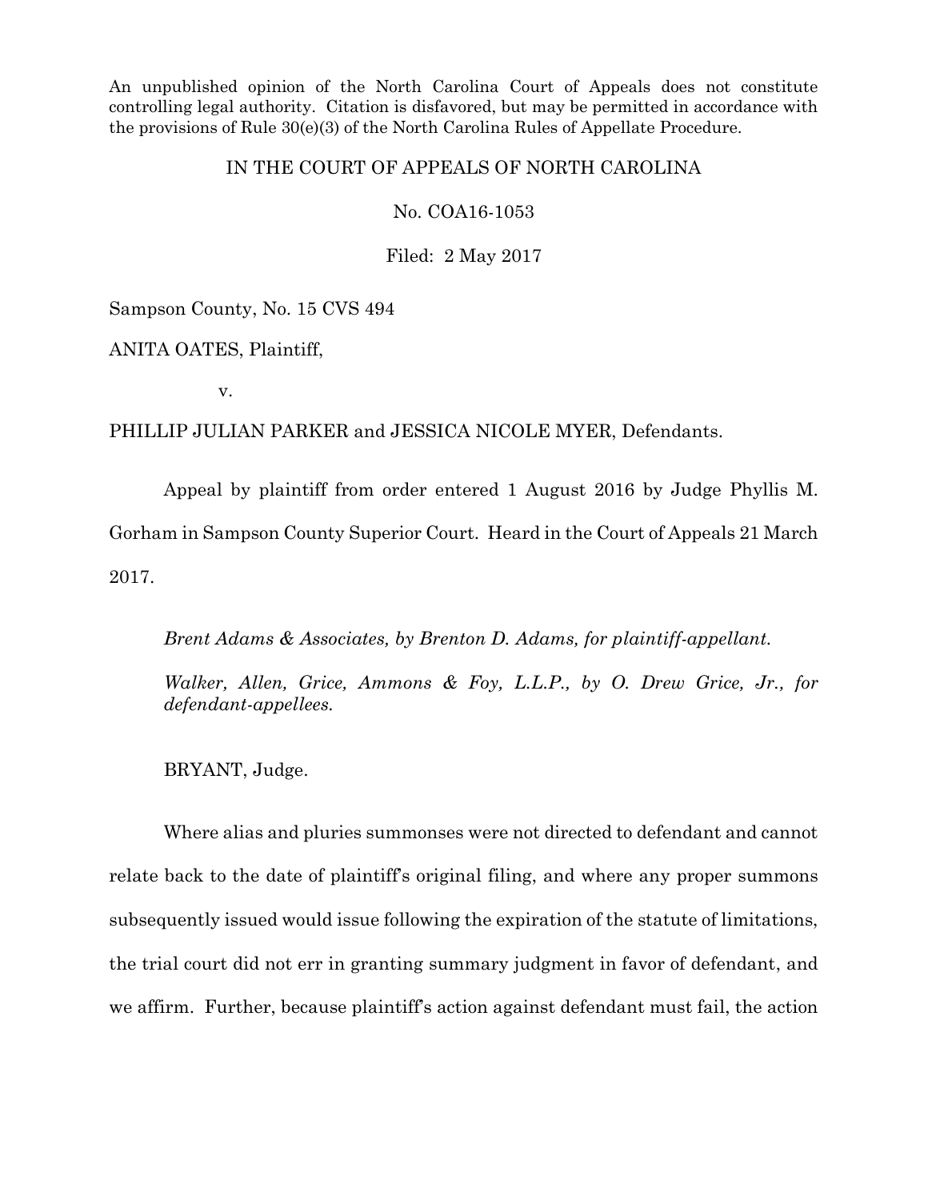An unpublished opinion of the North Carolina Court of Appeals does not constitute controlling legal authority. Citation is disfavored, but may be permitted in accordance with the provisions of Rule 30(e)(3) of the North Carolina Rules of Appellate Procedure.

IN THE COURT OF APPEALS OF NORTH CAROLINA

No. COA16-1053

Filed: 2 May 2017

Sampson County, No. 15 CVS 494

ANITA OATES, Plaintiff,

v.

PHILLIP JULIAN PARKER and JESSICA NICOLE MYER, Defendants.

Appeal by plaintiff from order entered 1 August 2016 by Judge Phyllis M. Gorham in Sampson County Superior Court. Heard in the Court of Appeals 21 March 2017.

*Brent Adams & Associates, by Brenton D. Adams, for plaintiff-appellant.*

*Walker, Allen, Grice, Ammons & Foy, L.L.P., by O. Drew Grice, Jr., for defendant-appellees.*

BRYANT, Judge.

Where alias and pluries summonses were not directed to defendant and cannot relate back to the date of plaintiff's original filing, and where any proper summons subsequently issued would issue following the expiration of the statute of limitations, the trial court did not err in granting summary judgment in favor of defendant, and we affirm. Further, because plaintiff's action against defendant must fail, the action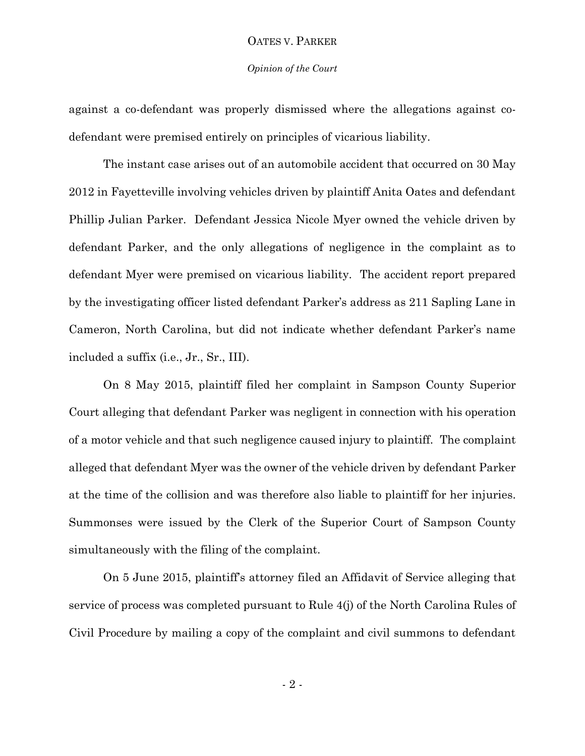against a co-defendant was properly dismissed where the allegations against co-defendant were premised entirely on principles of vicarious liability.

The instant case arises out of an automobile accident that occurred on 30 May 2012 in Fayetteville involving vehicles driven by plaintiff Anita Oates and defendant Phillip Julian Parker. Defendant Jessica Nicole Myer owned the vehicle driven by defendant Parker, and the only allegations of negligence in the complaint as to defendant Myer were premised on vicarious liability. The accident report prepared by the investigating officer listed defendant Parker's address as 211 Sapling Lane in Cameron, North Carolina, but did not indicate whether defendant Parker's name included a suffix (i.e., Jr., Sr., III).

On 8 May 2015, plaintiff filed her complaint in Sampson County Superior Court alleging that defendant Parker was negligent in connection with his operation of a motor vehicle and that such negligence caused injury to plaintiff. The complaint alleged that defendant Myer was the owner of the vehicle driven by defendant Parker at the time of the collision and was therefore also liable to plaintiff for her injuries. Summonses were issued by the Clerk of the Superior Court of Sampson County simultaneously with the filing of the complaint.

On 5 June 2015, plaintiff's attorney filed an Affidavit of Service alleging that service of process was completed pursuant to Rule 4(j) of the North Carolina Rules of Civil Procedure by mailing a copy of the complaint and civil summons to defendant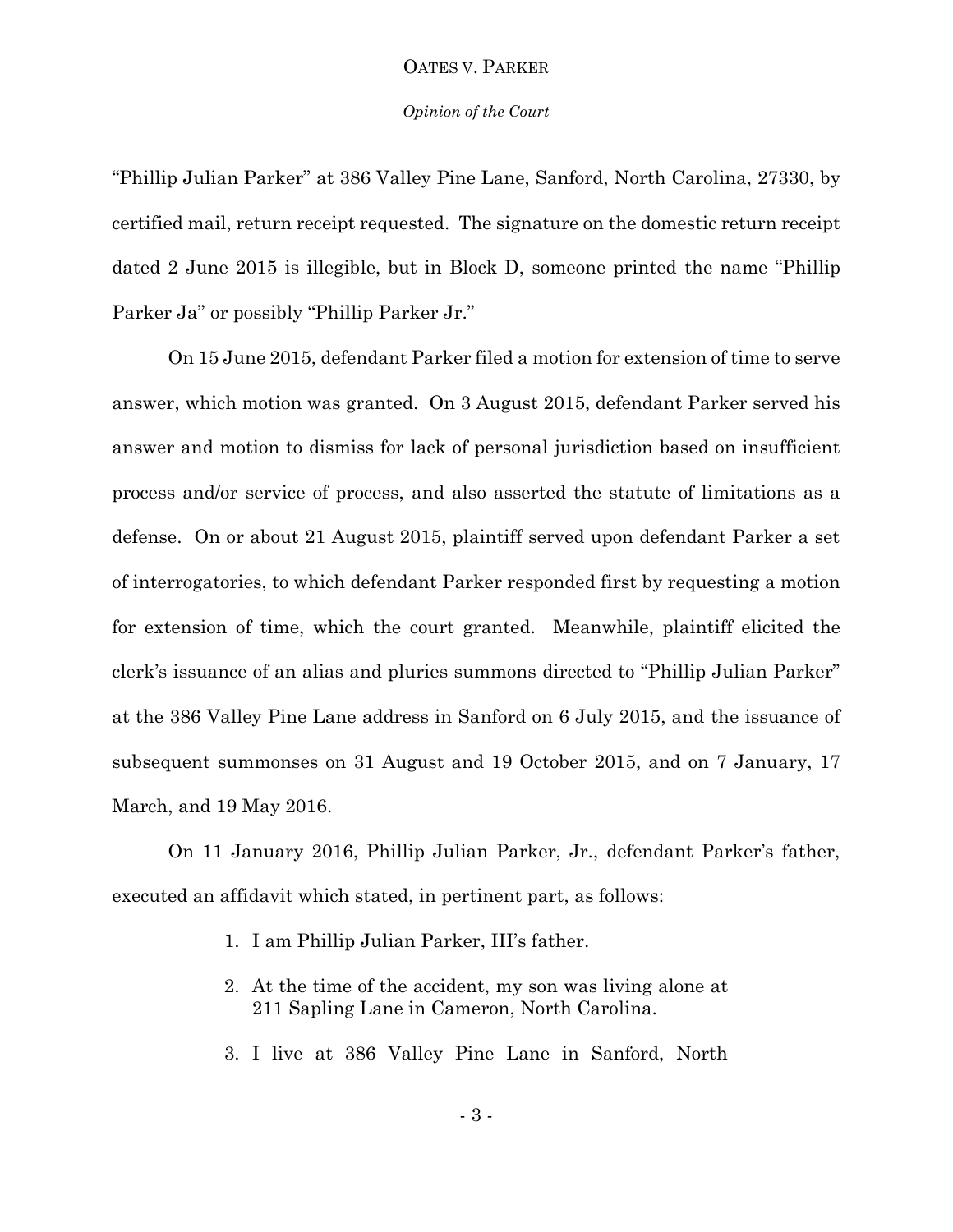"Phillip Julian Parker" at 386 Valley Pine Lane, Sanford, North Carolina, 27330, by certified mail, return receipt requested. The signature on the domestic return receipt dated 2 June 2015 is illegible, but in Block D, someone printed the name "Phillip Parker Ja" or possibly "Phillip Parker Jr."

On 15 June 2015, defendant Parker filed a motion for extension of time to serve answer, which motion was granted. On 3 August 2015, defendant Parker served his answer and motion to dismiss for lack of personal jurisdiction based on insufficient process and/or service of process, and also asserted the statute of limitations as a defense. On or about 21 August 2015, plaintiff served upon defendant Parker a set of interrogatories, to which defendant Parker responded first by requesting a motion for extension of time, which the court granted. Meanwhile, plaintiff elicited the clerk's issuance of an alias and pluries summons directed to "Phillip Julian Parker" at the 386 Valley Pine Lane address in Sanford on 6 July 2015, and the issuance of subsequent summonses on 31 August and 19 October 2015, and on 7 January, 17 March, and 19 May 2016.

On 11 January 2016, Phillip Julian Parker, Jr., defendant Parker's father, executed an affidavit which stated, in pertinent part, as follows:

> 1. I am Phillip Julian Parker, III's father.
> 2. At the time of the accident, my son was living alone at 211 Sapling Lane in Cameron, North Carolina.
> 3. I live at 386 Valley Pine Lane in Sanford, North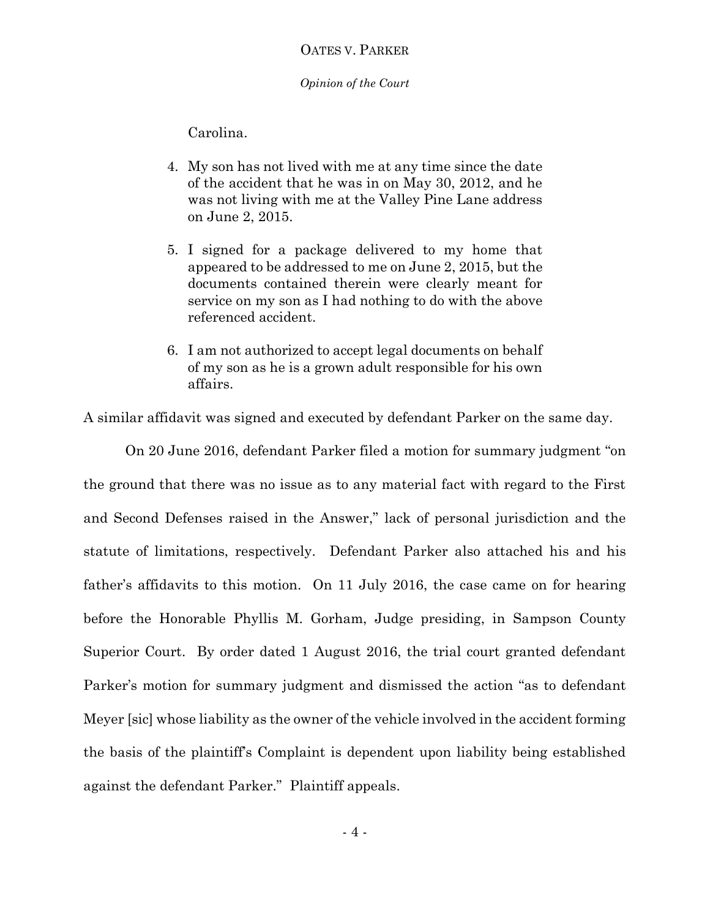Carolina.

> 4. My son has not lived with me at any time since the date of the accident that he was in on May 30, 2012, and he was not living with me at the Valley Pine Lane address on June 2, 2015.
>
> 5. I signed for a package delivered to my home that appeared to be addressed to me on June 2, 2015, but the documents contained therein were clearly meant for service on my son as I had nothing to do with the above referenced accident.
>
> 6. I am not authorized to accept legal documents on behalf of my son as he is a grown adult responsible for his own affairs.

A similar affidavit was signed and executed by defendant Parker on the same day.

On 20 June 2016, defendant Parker filed a motion for summary judgment "on the ground that there was no issue as to any material fact with regard to the First and Second Defenses raised in the Answer," lack of personal jurisdiction and the statute of limitations, respectively. Defendant Parker also attached his and his father's affidavits to this motion. On 11 July 2016, the case came on for hearing before the Honorable Phyllis M. Gorham, Judge presiding, in Sampson County Superior Court. By order dated 1 August 2016, the trial court granted defendant Parker's motion for summary judgment and dismissed the action "as to defendant Meyer [sic] whose liability as the owner of the vehicle involved in the accident forming the basis of the plaintiff's Complaint is dependent upon liability being established against the defendant Parker." Plaintiff appeals.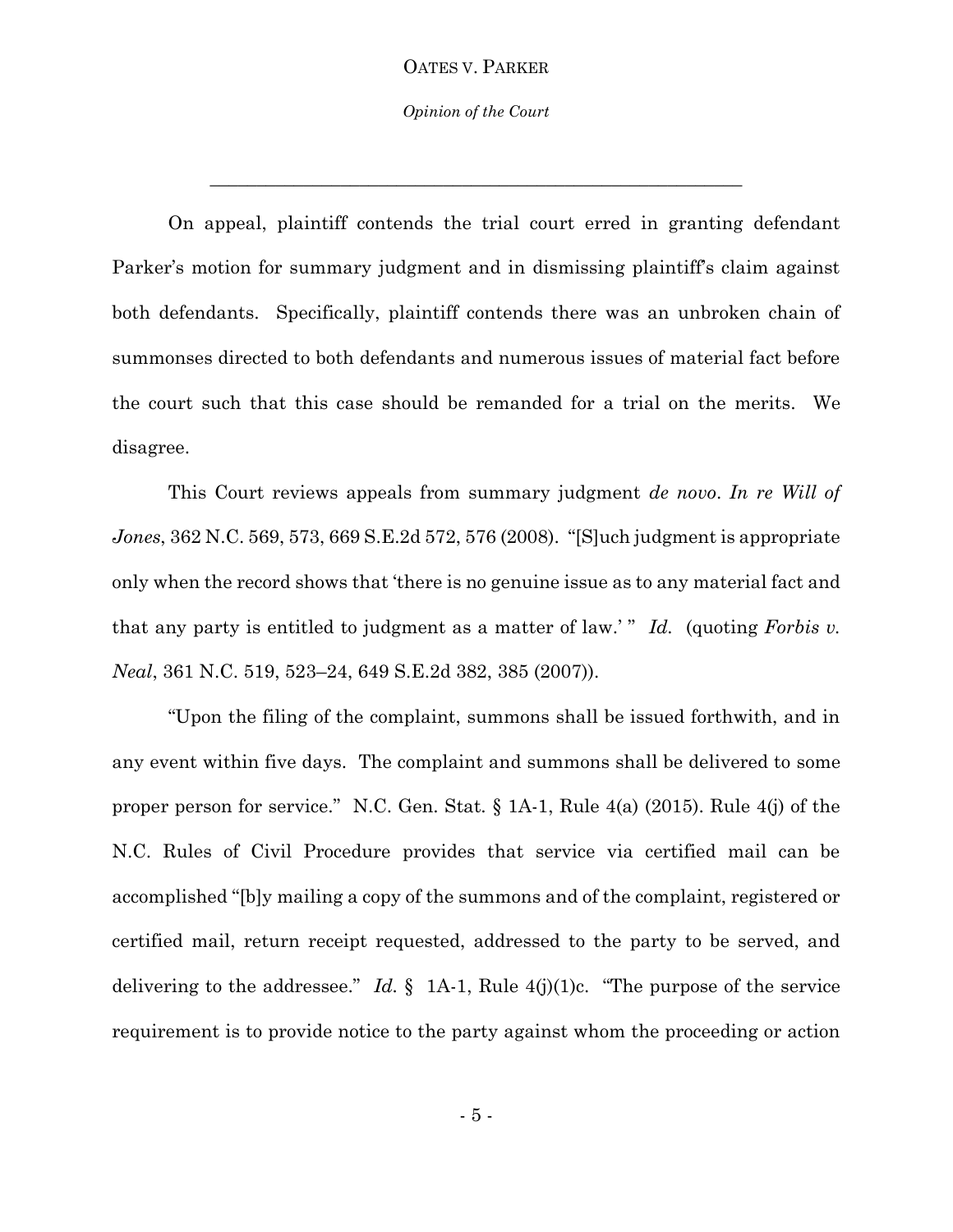---

On appeal, plaintiff contends the trial court erred in granting defendant Parker's motion for summary judgment and in dismissing plaintiff's claim against both defendants. Specifically, plaintiff contends there was an unbroken chain of summonses directed to both defendants and numerous issues of material fact before the court such that this case should be remanded for a trial on the merits. We disagree.

This Court reviews appeals from summary judgment *de novo*. *In re Will of Jones*, 362 N.C. 569, 573, 669 S.E.2d 572, 576 (2008). "[S]uch judgment is appropriate only when the record shows that 'there is no genuine issue as to any material fact and that any party is entitled to judgment as a matter of law.' " *Id.* (quoting *Forbis v. Neal*, 361 N.C. 519, 523–24, 649 S.E.2d 382, 385 (2007)).

"Upon the filing of the complaint, summons shall be issued forthwith, and in any event within five days. The complaint and summons shall be delivered to some proper person for service." N.C. Gen. Stat. § 1A-1, Rule 4(a) (2015). Rule 4(j) of the N.C. Rules of Civil Procedure provides that service via certified mail can be accomplished "[b]y mailing a copy of the summons and of the complaint, registered or certified mail, return receipt requested, addressed to the party to be served, and delivering to the addressee." *Id.* § 1A-1, Rule 4(j)(1)c. "The purpose of the service requirement is to provide notice to the party against whom the proceeding or action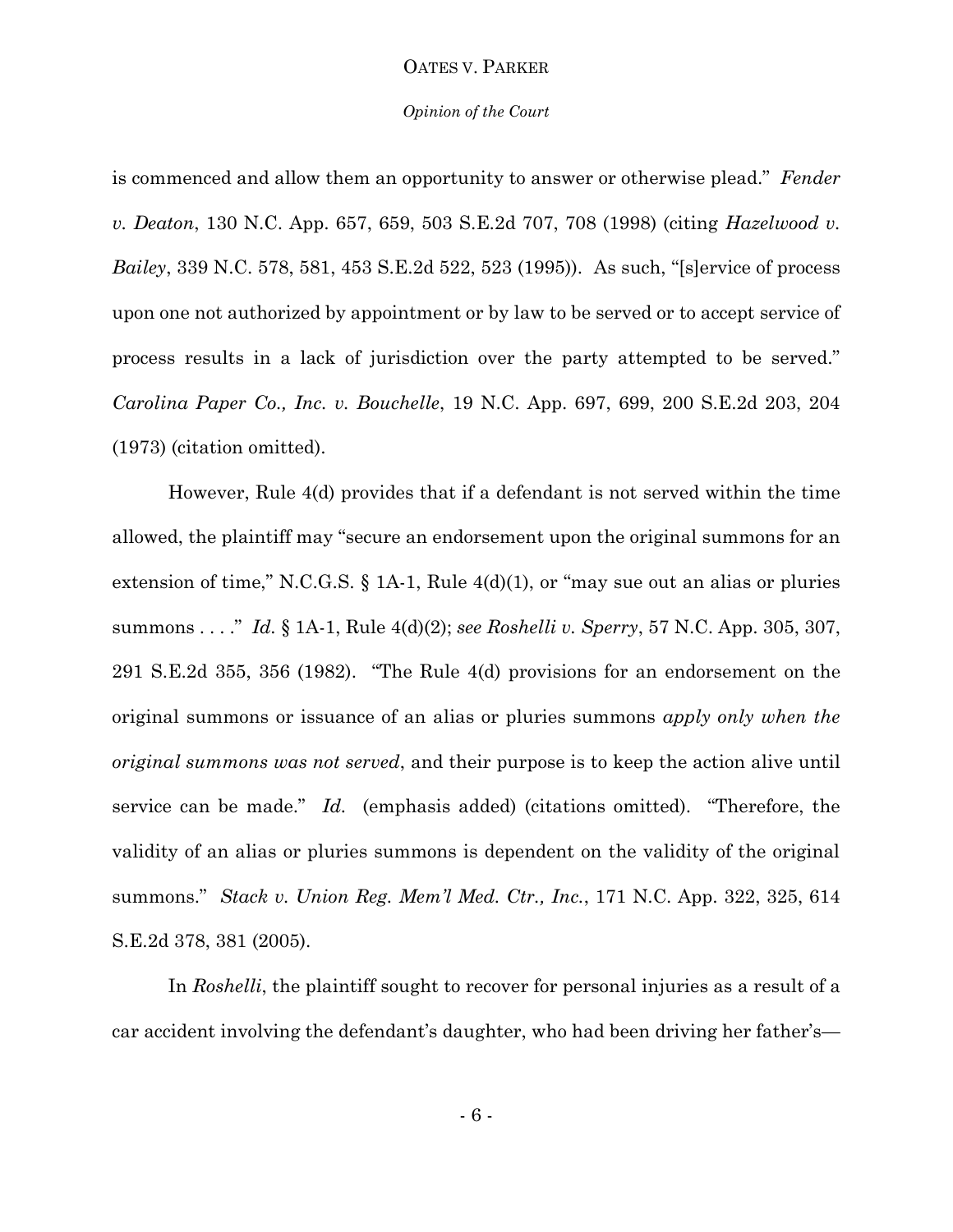is commenced and allow them an opportunity to answer or otherwise plead." *Fender v. Deaton*, 130 N.C. App. 657, 659, 503 S.E.2d 707, 708 (1998) (citing *Hazelwood v. Bailey*, 339 N.C. 578, 581, 453 S.E.2d 522, 523 (1995)). As such, "[s]ervice of process upon one not authorized by appointment or by law to be served or to accept service of process results in a lack of jurisdiction over the party attempted to be served." *Carolina Paper Co., Inc. v. Bouchelle*, 19 N.C. App. 697, 699, 200 S.E.2d 203, 204 (1973) (citation omitted).

However, Rule 4(d) provides that if a defendant is not served within the time allowed, the plaintiff may "secure an endorsement upon the original summons for an extension of time," N.C.G.S. § 1A-1, Rule 4(d)(1), or "may sue out an alias or pluries summons . . . ." *Id.* § 1A-1, Rule 4(d)(2); *see Roshelli v. Sperry*, 57 N.C. App. 305, 307, 291 S.E.2d 355, 356 (1982). "The Rule 4(d) provisions for an endorsement on the original summons or issuance of an alias or pluries summons *apply only when the original summons was not served*, and their purpose is to keep the action alive until service can be made." *Id.* (emphasis added) (citations omitted). "Therefore, the validity of an alias or pluries summons is dependent on the validity of the original summons." *Stack v. Union Reg. Mem'l Med. Ctr., Inc.*, 171 N.C. App. 322, 325, 614 S.E.2d 378, 381 (2005).

In *Roshelli*, the plaintiff sought to recover for personal injuries as a result of a car accident involving the defendant's daughter, who had been driving her father's—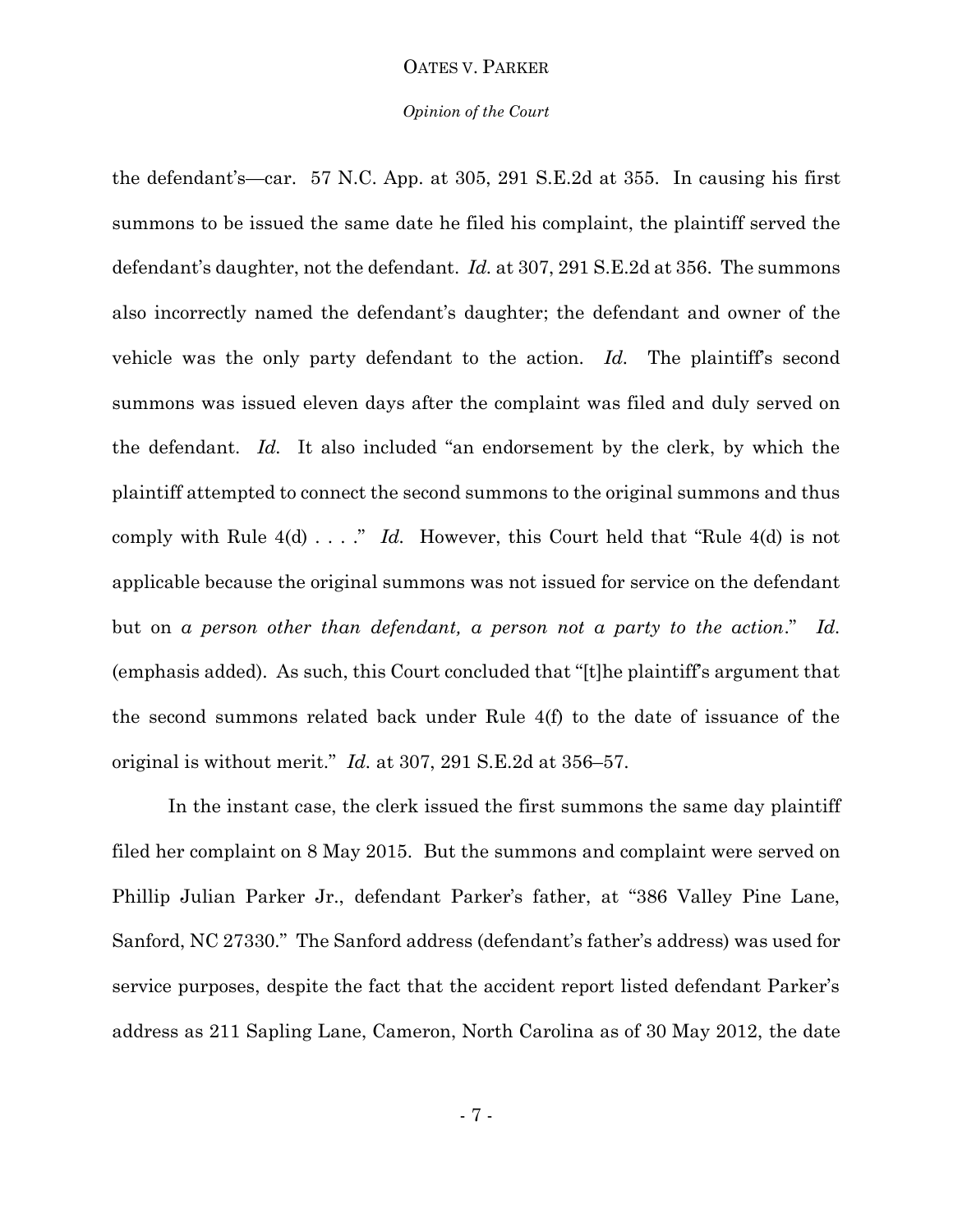the defendant's—car. 57 N.C. App. at 305, 291 S.E.2d at 355. In causing his first summons to be issued the same date he filed his complaint, the plaintiff served the defendant's daughter, not the defendant. *Id.* at 307, 291 S.E.2d at 356. The summons also incorrectly named the defendant's daughter; the defendant and owner of the vehicle was the only party defendant to the action. *Id.* The plaintiff's second summons was issued eleven days after the complaint was filed and duly served on the defendant. *Id.* It also included "an endorsement by the clerk, by which the plaintiff attempted to connect the second summons to the original summons and thus comply with Rule 4(d) . . . ." *Id.* However, this Court held that "Rule 4(d) is not applicable because the original summons was not issued for service on the defendant but on *a person other than defendant, a person not a party to the action*." *Id.* (emphasis added). As such, this Court concluded that "[t]he plaintiff's argument that the second summons related back under Rule 4(f) to the date of issuance of the original is without merit." *Id.* at 307, 291 S.E.2d at 356–57.

In the instant case, the clerk issued the first summons the same day plaintiff filed her complaint on 8 May 2015. But the summons and complaint were served on Phillip Julian Parker Jr., defendant Parker's father, at "386 Valley Pine Lane, Sanford, NC 27330." The Sanford address (defendant's father's address) was used for service purposes, despite the fact that the accident report listed defendant Parker's address as 211 Sapling Lane, Cameron, North Carolina as of 30 May 2012, the date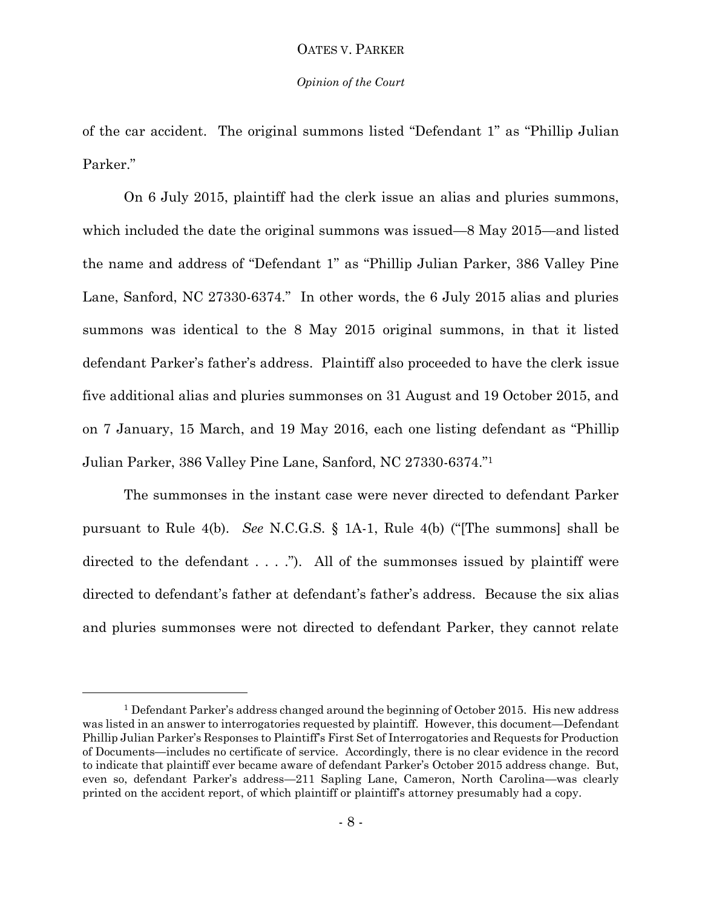of the car accident. The original summons listed "Defendant 1" as "Phillip Julian Parker."

On 6 July 2015, plaintiff had the clerk issue an alias and pluries summons, which included the date the original summons was issued—8 May 2015—and listed the name and address of "Defendant 1" as "Phillip Julian Parker, 386 Valley Pine Lane, Sanford, NC 27330-6374." In other words, the 6 July 2015 alias and pluries summons was identical to the 8 May 2015 original summons, in that it listed defendant Parker's father's address. Plaintiff also proceeded to have the clerk issue five additional alias and pluries summonses on 31 August and 19 October 2015, and on 7 January, 15 March, and 19 May 2016, each one listing defendant as "Phillip Julian Parker, 386 Valley Pine Lane, Sanford, NC 27330-6374."[1]

The summonses in the instant case were never directed to defendant Parker pursuant to Rule 4(b). *See* N.C.G.S. § 1A-1, Rule 4(b) ("[The summons] shall be directed to the defendant . . . ."). All of the summonses issued by plaintiff were directed to defendant's father at defendant's father's address. Because the six alias and pluries summonses were not directed to defendant Parker, they cannot relate

---

[1] Defendant Parker's address changed around the beginning of October 2015. His new address was listed in an answer to interrogatories requested by plaintiff. However, this document—Defendant Phillip Julian Parker's Responses to Plaintiff's First Set of Interrogatories and Requests for Production of Documents—includes no certificate of service. Accordingly, there is no clear evidence in the record to indicate that plaintiff ever became aware of defendant Parker's October 2015 address change. But, even so, defendant Parker's address—211 Sapling Lane, Cameron, North Carolina—was clearly printed on the accident report, of which plaintiff or plaintiff's attorney presumably had a copy.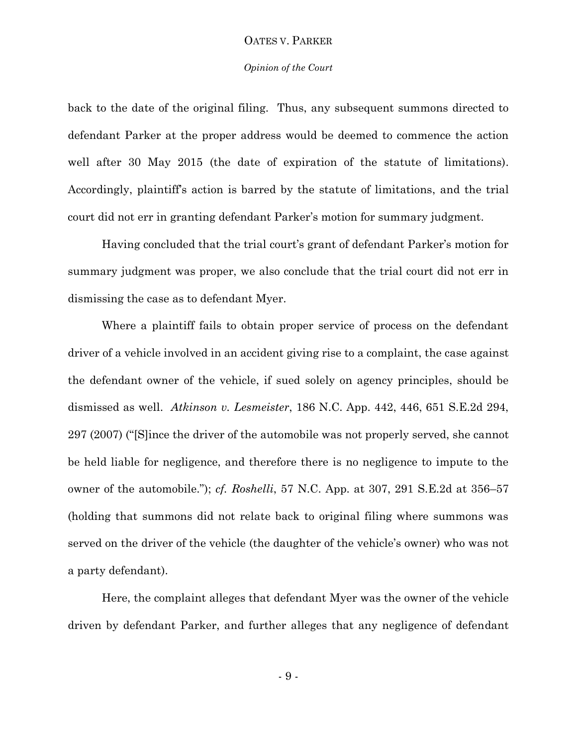back to the date of the original filing. Thus, any subsequent summons directed to defendant Parker at the proper address would be deemed to commence the action well after 30 May 2015 (the date of expiration of the statute of limitations). Accordingly, plaintiff's action is barred by the statute of limitations, and the trial court did not err in granting defendant Parker's motion for summary judgment.

Having concluded that the trial court's grant of defendant Parker's motion for summary judgment was proper, we also conclude that the trial court did not err in dismissing the case as to defendant Myer.

Where a plaintiff fails to obtain proper service of process on the defendant driver of a vehicle involved in an accident giving rise to a complaint, the case against the defendant owner of the vehicle, if sued solely on agency principles, should be dismissed as well. *Atkinson v. Lesmeister*, 186 N.C. App. 442, 446, 651 S.E.2d 294, 297 (2007) ("[S]ince the driver of the automobile was not properly served, she cannot be held liable for negligence, and therefore there is no negligence to impute to the owner of the automobile."); *cf. Roshelli*, 57 N.C. App. at 307, 291 S.E.2d at 356–57 (holding that summons did not relate back to original filing where summons was served on the driver of the vehicle (the daughter of the vehicle's owner) who was not a party defendant).

Here, the complaint alleges that defendant Myer was the owner of the vehicle driven by defendant Parker, and further alleges that any negligence of defendant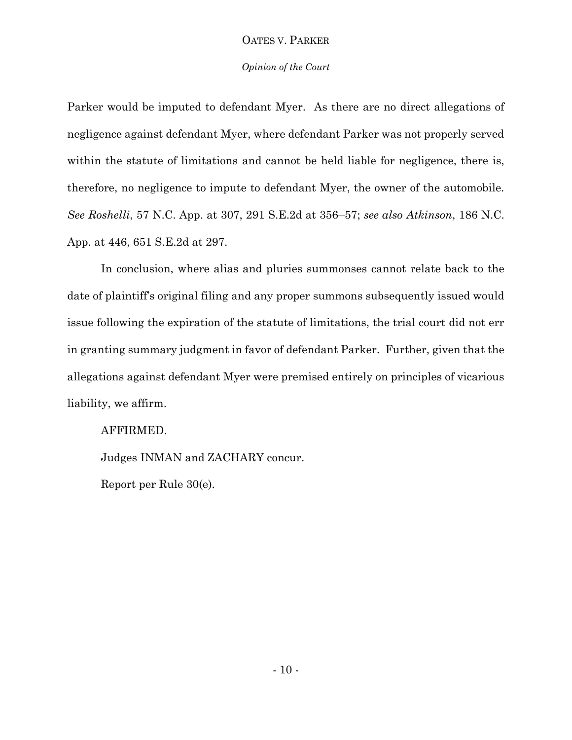Parker would be imputed to defendant Myer. As there are no direct allegations of negligence against defendant Myer, where defendant Parker was not properly served within the statute of limitations and cannot be held liable for negligence, there is, therefore, no negligence to impute to defendant Myer, the owner of the automobile. *See Roshelli*, 57 N.C. App. at 307, 291 S.E.2d at 356–57; *see also Atkinson*, 186 N.C. App. at 446, 651 S.E.2d at 297.

In conclusion, where alias and pluries summonses cannot relate back to the date of plaintiff's original filing and any proper summons subsequently issued would issue following the expiration of the statute of limitations, the trial court did not err in granting summary judgment in favor of defendant Parker. Further, given that the allegations against defendant Myer were premised entirely on principles of vicarious liability, we affirm.

AFFIRMED.

Judges INMAN and ZACHARY concur.

Report per Rule 30(e).